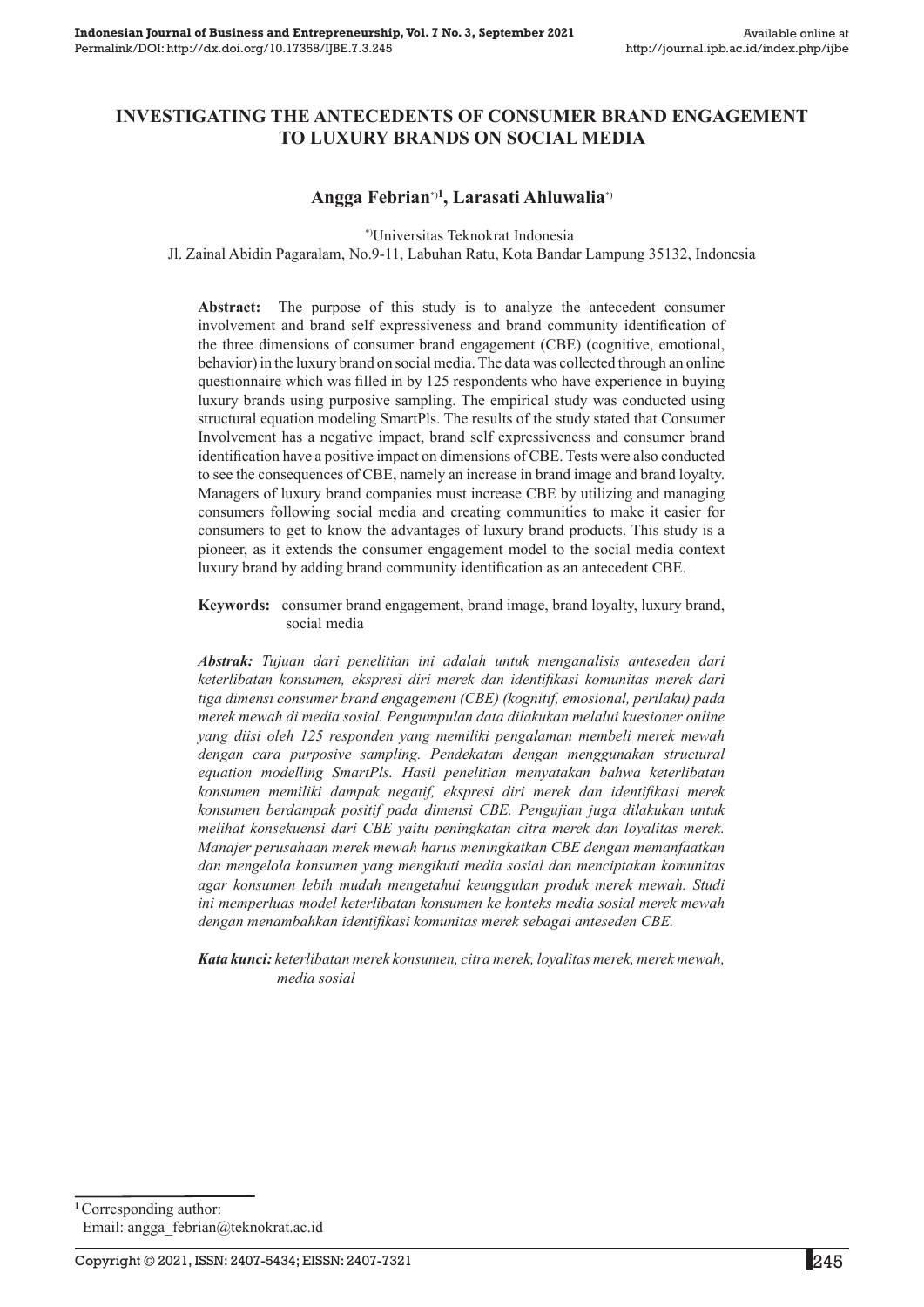# INVESTIGATING THE ANTECEDENTS OF CONSUMER BRAND ENGAGEMENT TO LUXURY BRANDS ON SOCIAL MEDIA

**Angga Febrian[*)1], Larasati Ahluwalia[*)]**

[*)]Universitas Teknokrat Indonesia
Jl. Zainal Abidin Pagaralam, No.9-11, Labuhan Ratu, Kota Bandar Lampung 35132, Indonesia

**Abstract:** The purpose of this study is to analyze the antecedent consumer involvement and brand self expressiveness and brand community identification of the three dimensions of consumer brand engagement (CBE) (cognitive, emotional, behavior) in the luxury brand on social media. The data was collected through an online questionnaire which was filled in by 125 respondents who have experience in buying luxury brands using purposive sampling. The empirical study was conducted using structural equation modeling SmartPls. The results of the study stated that Consumer Involvement has a negative impact, brand self expressiveness and consumer brand identification have a positive impact on dimensions of CBE. Tests were also conducted to see the consequences of CBE, namely an increase in brand image and brand loyalty. Managers of luxury brand companies must increase CBE by utilizing and managing consumers following social media and creating communities to make it easier for consumers to get to know the advantages of luxury brand products. This study is a pioneer, as it extends the consumer engagement model to the social media context luxury brand by adding brand community identification as an antecedent CBE.

**Keywords:** consumer brand engagement, brand image, brand loyalty, luxury brand, social media

***Abstrak:*** *Tujuan dari penelitian ini adalah untuk menganalisis anteseden dari keterlibatan konsumen, ekspresi diri merek dan identifikasi komunitas merek dari tiga dimensi consumer brand engagement (CBE) (kognitif, emosional, perilaku) pada merek mewah di media sosial. Pengumpulan data dilakukan melalui kuesioner online yang diisi oleh 125 responden yang memiliki pengalaman membeli merek mewah dengan cara purposive sampling. Pendekatan dengan menggunakan structural equation modelling SmartPls. Hasil penelitian menyatakan bahwa keterlibatan konsumen memiliki dampak negatif, ekspresi diri merek dan identifikasi merek konsumen berdampak positif pada dimensi CBE. Pengujian juga dilakukan untuk melihat konsekuensi dari CBE yaitu peningkatan citra merek dan loyalitas merek. Manajer perusahaan merek mewah harus meningkatkan CBE dengan memanfaatkan dan mengelola konsumen yang mengikuti media sosial dan menciptakan komunitas agar konsumen lebih mudah mengetahui keunggulan produk merek mewah. Studi ini memperluas model keterlibatan konsumen ke konteks media sosial merek mewah dengan menambahkan identifikasi komunitas merek sebagai anteseden CBE.*

***Kata kunci:*** *keterlibatan merek konsumen, citra merek, loyalitas merek, merek mewah, media sosial*

---

[1] Corresponding author:
Email: angga_febrian@teknokrat.ac.id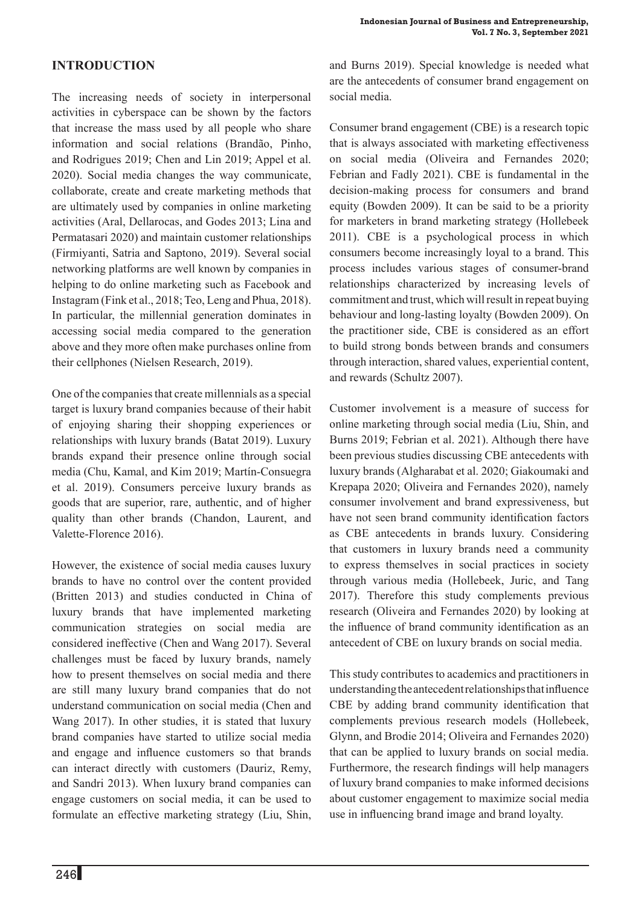## INTRODUCTION

The increasing needs of society in interpersonal activities in cyberspace can be shown by the factors that increase the mass used by all people who share information and social relations (Brandão, Pinho, and Rodrigues 2019; Chen and Lin 2019; Appel et al. 2020). Social media changes the way communicate, collaborate, create and create marketing methods that are ultimately used by companies in online marketing activities (Aral, Dellarocas, and Godes 2013; Lina and Permatasari 2020) and maintain customer relationships (Firmiyanti, Satria and Saptono, 2019). Several social networking platforms are well known by companies in helping to do online marketing such as Facebook and Instagram (Fink et al., 2018; Teo, Leng and Phua, 2018). In particular, the millennial generation dominates in accessing social media compared to the generation above and they more often make purchases online from their cellphones (Nielsen Research, 2019).

One of the companies that create millennials as a special target is luxury brand companies because of their habit of enjoying sharing their shopping experiences or relationships with luxury brands (Batat 2019). Luxury brands expand their presence online through social media (Chu, Kamal, and Kim 2019; Martín-Consuegra et al. 2019). Consumers perceive luxury brands as goods that are superior, rare, authentic, and of higher quality than other brands (Chandon, Laurent, and Valette-Florence 2016).

However, the existence of social media causes luxury brands to have no control over the content provided (Britten 2013) and studies conducted in China of luxury brands that have implemented marketing communication strategies on social media are considered ineffective (Chen and Wang 2017). Several challenges must be faced by luxury brands, namely how to present themselves on social media and there are still many luxury brand companies that do not understand communication on social media (Chen and Wang 2017). In other studies, it is stated that luxury brand companies have started to utilize social media and engage and influence customers so that brands can interact directly with customers (Dauriz, Remy, and Sandri 2013). When luxury brand companies can engage customers on social media, it can be used to formulate an effective marketing strategy (Liu, Shin, and Burns 2019). Special knowledge is needed what are the antecedents of consumer brand engagement on social media.

Consumer brand engagement (CBE) is a research topic that is always associated with marketing effectiveness on social media (Oliveira and Fernandes 2020; Febrian and Fadly 2021). CBE is fundamental in the decision-making process for consumers and brand equity (Bowden 2009). It can be said to be a priority for marketers in brand marketing strategy (Hollebeek 2011). CBE is a psychological process in which consumers become increasingly loyal to a brand. This process includes various stages of consumer-brand relationships characterized by increasing levels of commitment and trust, which will result in repeat buying behaviour and long-lasting loyalty (Bowden 2009). On the practitioner side, CBE is considered as an effort to build strong bonds between brands and consumers through interaction, shared values, experiential content, and rewards (Schultz 2007).

Customer involvement is a measure of success for online marketing through social media (Liu, Shin, and Burns 2019; Febrian et al. 2021). Although there have been previous studies discussing CBE antecedents with luxury brands (Algharabat et al. 2020; Giakoumaki and Krepapa 2020; Oliveira and Fernandes 2020), namely consumer involvement and brand expressiveness, but have not seen brand community identification factors as CBE antecedents in brands luxury. Considering that customers in luxury brands need a community to express themselves in social practices in society through various media (Hollebeek, Juric, and Tang 2017). Therefore this study complements previous research (Oliveira and Fernandes 2020) by looking at the influence of brand community identification as an antecedent of CBE on luxury brands on social media.

This study contributes to academics and practitioners in understanding the antecedent relationships that influence CBE by adding brand community identification that complements previous research models (Hollebeek, Glynn, and Brodie 2014; Oliveira and Fernandes 2020) that can be applied to luxury brands on social media. Furthermore, the research findings will help managers of luxury brand companies to make informed decisions about customer engagement to maximize social media use in influencing brand image and brand loyalty.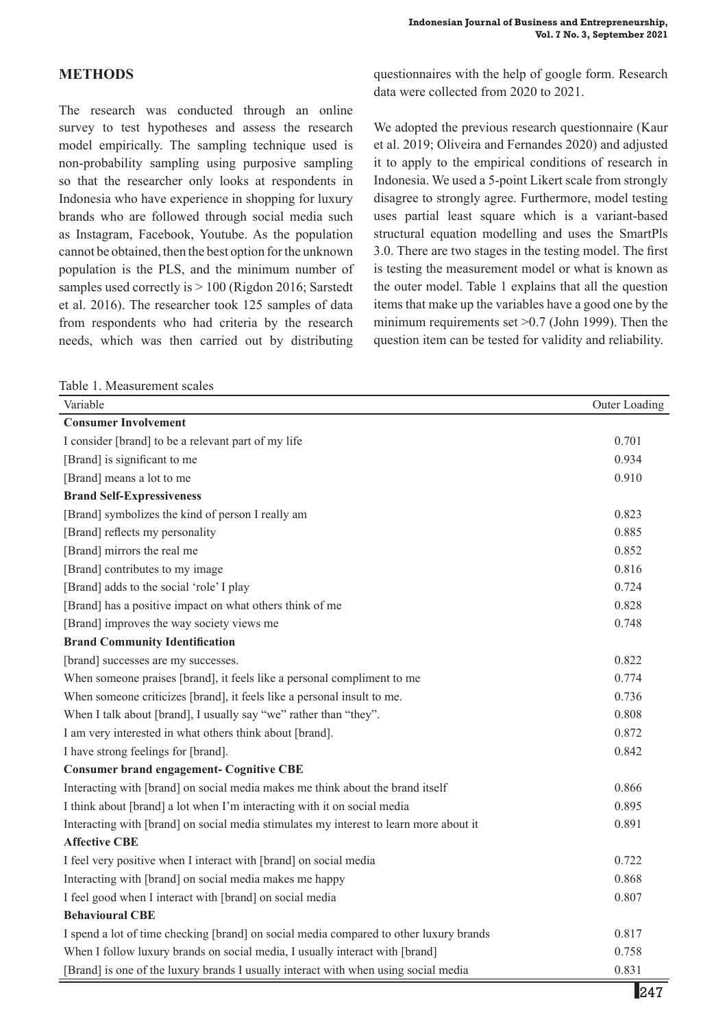## METHODS

The research was conducted through an online survey to test hypotheses and assess the research model empirically. The sampling technique used is non-probability sampling using purposive sampling so that the researcher only looks at respondents in Indonesia who have experience in shopping for luxury brands who are followed through social media such as Instagram, Facebook, Youtube. As the population cannot be obtained, then the best option for the unknown population is the PLS, and the minimum number of samples used correctly is > 100 (Rigdon 2016; Sarstedt et al. 2016). The researcher took 125 samples of data from respondents who had criteria by the research needs, which was then carried out by distributing questionnaires with the help of google form. Research data were collected from 2020 to 2021.

We adopted the previous research questionnaire (Kaur et al. 2019; Oliveira and Fernandes 2020) and adjusted it to apply to the empirical conditions of research in Indonesia. We used a 5-point Likert scale from strongly disagree to strongly agree. Furthermore, model testing uses partial least square which is a variant-based structural equation modelling and uses the SmartPls 3.0. There are two stages in the testing model. The first is testing the measurement model or what is known as the outer model. Table 1 explains that all the question items that make up the variables have a good one by the minimum requirements set >0.7 (John 1999). Then the question item can be tested for validity and reliability.

Table 1. Measurement scales

| Variable | Outer Loading |
|---|---|
| **Consumer Involvement** | |
| I consider [brand] to be a relevant part of my life | 0.701 |
| [Brand] is significant to me | 0.934 |
| [Brand] means a lot to me | 0.910 |
| **Brand Self-Expressiveness** | |
| [Brand] symbolizes the kind of person I really am | 0.823 |
| [Brand] reflects my personality | 0.885 |
| [Brand] mirrors the real me | 0.852 |
| [Brand] contributes to my image | 0.816 |
| [Brand] adds to the social 'role' I play | 0.724 |
| [Brand] has a positive impact on what others think of me | 0.828 |
| [Brand] improves the way society views me | 0.748 |
| **Brand Community Identification** | |
| [brand] successes are my successes. | 0.822 |
| When someone praises [brand], it feels like a personal compliment to me | 0.774 |
| When someone criticizes [brand], it feels like a personal insult to me. | 0.736 |
| When I talk about [brand], I usually say "we" rather than "they". | 0.808 |
| I am very interested in what others think about [brand]. | 0.872 |
| I have strong feelings for [brand]. | 0.842 |
| **Consumer brand engagement- Cognitive CBE** | |
| Interacting with [brand] on social media makes me think about the brand itself | 0.866 |
| I think about [brand] a lot when I'm interacting with it on social media | 0.895 |
| Interacting with [brand] on social media stimulates my interest to learn more about it | 0.891 |
| **Affective CBE** | |
| I feel very positive when I interact with [brand] on social media | 0.722 |
| Interacting with [brand] on social media makes me happy | 0.868 |
| I feel good when I interact with [brand] on social media | 0.807 |
| **Behavioural CBE** | |
| I spend a lot of time checking [brand] on social media compared to other luxury brands | 0.817 |
| When I follow luxury brands on social media, I usually interact with [brand] | 0.758 |
| [Brand] is one of the luxury brands I usually interact with when using social media | 0.831 |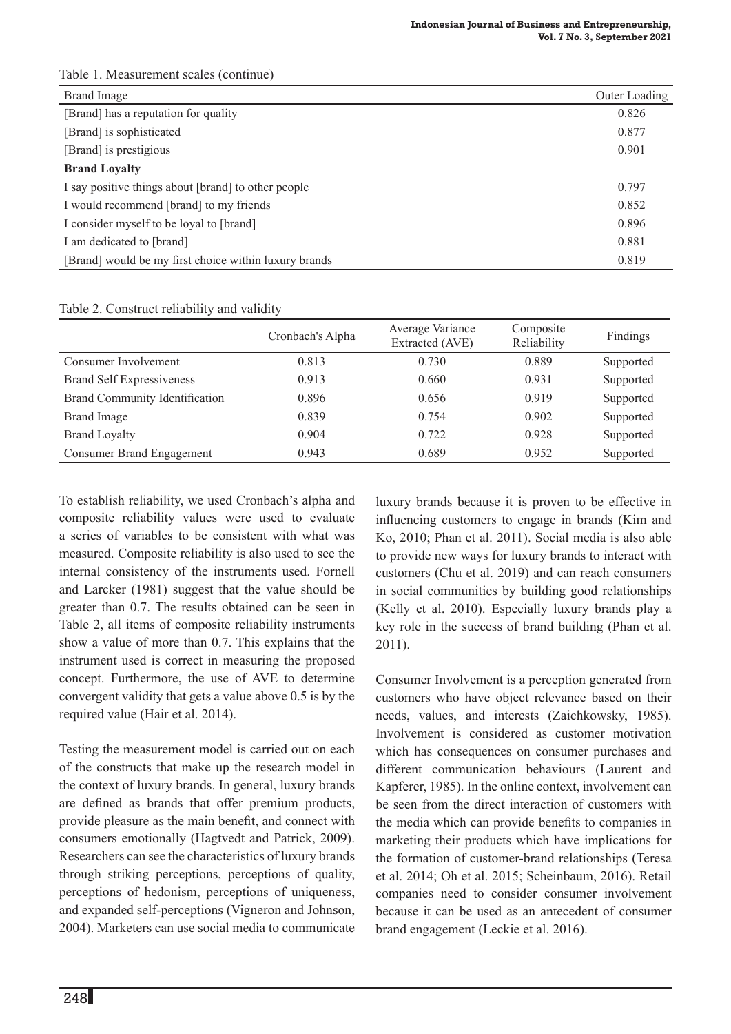Table 1. Measurement scales (continue)

| Brand Image | Outer Loading |
|---|---|
| [Brand] has a reputation for quality | 0.826 |
| [Brand] is sophisticated | 0.877 |
| [Brand] is prestigious | 0.901 |
| **Brand Loyalty** | |
| I say positive things about [brand] to other people | 0.797 |
| I would recommend [brand] to my friends | 0.852 |
| I consider myself to be loyal to [brand] | 0.896 |
| I am dedicated to [brand] | 0.881 |
| [Brand] would be my first choice within luxury brands | 0.819 |

Table 2. Construct reliability and validity

| | Cronbach's Alpha | Average Variance Extracted (AVE) | Composite Reliability | Findings |
|---|---|---|---|---|
| Consumer Involvement | 0.813 | 0.730 | 0.889 | Supported |
| Brand Self Expressiveness | 0.913 | 0.660 | 0.931 | Supported |
| Brand Community Identification | 0.896 | 0.656 | 0.919 | Supported |
| Brand Image | 0.839 | 0.754 | 0.902 | Supported |
| Brand Loyalty | 0.904 | 0.722 | 0.928 | Supported |
| Consumer Brand Engagement | 0.943 | 0.689 | 0.952 | Supported |

To establish reliability, we used Cronbach's alpha and composite reliability values were used to evaluate a series of variables to be consistent with what was measured. Composite reliability is also used to see the internal consistency of the instruments used. Fornell and Larcker (1981) suggest that the value should be greater than 0.7. The results obtained can be seen in Table 2, all items of composite reliability instruments show a value of more than 0.7. This explains that the instrument used is correct in measuring the proposed concept. Furthermore, the use of AVE to determine convergent validity that gets a value above 0.5 is by the required value (Hair et al. 2014).

Testing the measurement model is carried out on each of the constructs that make up the research model in the context of luxury brands. In general, luxury brands are defined as brands that offer premium products, provide pleasure as the main benefit, and connect with consumers emotionally (Hagtvedt and Patrick, 2009). Researchers can see the characteristics of luxury brands through striking perceptions, perceptions of quality, perceptions of hedonism, perceptions of uniqueness, and expanded self-perceptions (Vigneron and Johnson, 2004). Marketers can use social media to communicate luxury brands because it is proven to be effective in influencing customers to engage in brands (Kim and Ko, 2010; Phan et al. 2011). Social media is also able to provide new ways for luxury brands to interact with customers (Chu et al. 2019) and can reach consumers in social communities by building good relationships (Kelly et al. 2010). Especially luxury brands play a key role in the success of brand building (Phan et al. 2011).

Consumer Involvement is a perception generated from customers who have object relevance based on their needs, values, and interests (Zaichkowsky, 1985). Involvement is considered as customer motivation which has consequences on consumer purchases and different communication behaviours (Laurent and Kapferer, 1985). In the online context, involvement can be seen from the direct interaction of customers with the media which can provide benefits to companies in marketing their products which have implications for the formation of customer-brand relationships (Teresa et al. 2014; Oh et al. 2015; Scheinbaum, 2016). Retail companies need to consider consumer involvement because it can be used as an antecedent of consumer brand engagement (Leckie et al. 2016).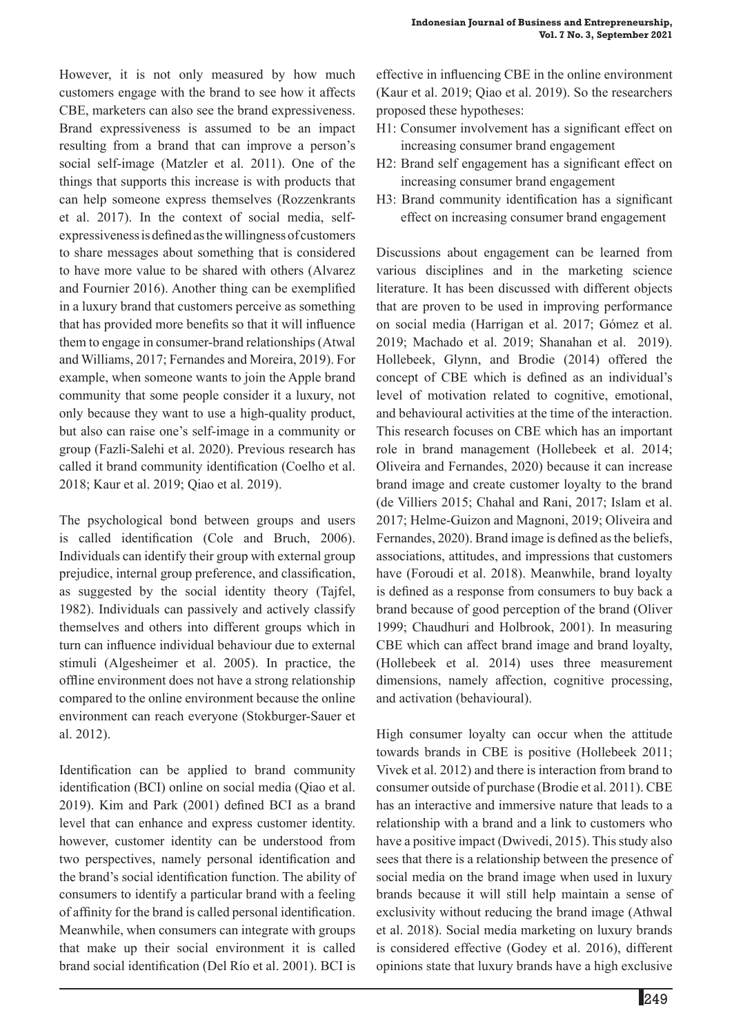However, it is not only measured by how much customers engage with the brand to see how it affects CBE, marketers can also see the brand expressiveness. Brand expressiveness is assumed to be an impact resulting from a brand that can improve a person's social self-image (Matzler et al. 2011). One of the things that supports this increase is with products that can help someone express themselves (Rozzenkrants et al. 2017). In the context of social media, self-expressiveness is defined as the willingness of customers to share messages about something that is considered to have more value to be shared with others (Alvarez and Fournier 2016). Another thing can be exemplified in a luxury brand that customers perceive as something that has provided more benefits so that it will influence them to engage in consumer-brand relationships (Atwal and Williams, 2017; Fernandes and Moreira, 2019). For example, when someone wants to join the Apple brand community that some people consider it a luxury, not only because they want to use a high-quality product, but also can raise one's self-image in a community or group (Fazli-Salehi et al. 2020). Previous research has called it brand community identification (Coelho et al. 2018; Kaur et al. 2019; Qiao et al. 2019).

The psychological bond between groups and users is called identification (Cole and Bruch, 2006). Individuals can identify their group with external group prejudice, internal group preference, and classification, as suggested by the social identity theory (Tajfel, 1982). Individuals can passively and actively classify themselves and others into different groups which in turn can influence individual behaviour due to external stimuli (Algesheimer et al. 2005). In practice, the offline environment does not have a strong relationship compared to the online environment because the online environment can reach everyone (Stokburger-Sauer et al. 2012).

Identification can be applied to brand community identification (BCI) online on social media (Qiao et al. 2019). Kim and Park (2001) defined BCI as a brand level that can enhance and express customer identity. however, customer identity can be understood from two perspectives, namely personal identification and the brand's social identification function. The ability of consumers to identify a particular brand with a feeling of affinity for the brand is called personal identification. Meanwhile, when consumers can integrate with groups that make up their social environment it is called brand social identification (Del Río et al. 2001). BCI is effective in influencing CBE in the online environment (Kaur et al. 2019; Qiao et al. 2019). So the researchers proposed these hypotheses:

- H1: Consumer involvement has a significant effect on increasing consumer brand engagement
- H2: Brand self engagement has a significant effect on increasing consumer brand engagement
- H3: Brand community identification has a significant effect on increasing consumer brand engagement

Discussions about engagement can be learned from various disciplines and in the marketing science literature. It has been discussed with different objects that are proven to be used in improving performance on social media (Harrigan et al. 2017; Gómez et al. 2019; Machado et al. 2019; Shanahan et al. 2019). Hollebeek, Glynn, and Brodie (2014) offered the concept of CBE which is defined as an individual's level of motivation related to cognitive, emotional, and behavioural activities at the time of the interaction. This research focuses on CBE which has an important role in brand management (Hollebeek et al. 2014; Oliveira and Fernandes, 2020) because it can increase brand image and create customer loyalty to the brand (de Villiers 2015; Chahal and Rani, 2017; Islam et al. 2017; Helme-Guizon and Magnoni, 2019; Oliveira and Fernandes, 2020). Brand image is defined as the beliefs, associations, attitudes, and impressions that customers have (Foroudi et al. 2018). Meanwhile, brand loyalty is defined as a response from consumers to buy back a brand because of good perception of the brand (Oliver 1999; Chaudhuri and Holbrook, 2001). In measuring CBE which can affect brand image and brand loyalty, (Hollebeek et al. 2014) uses three measurement dimensions, namely affection, cognitive processing, and activation (behavioural).

High consumer loyalty can occur when the attitude towards brands in CBE is positive (Hollebeek 2011; Vivek et al. 2012) and there is interaction from brand to consumer outside of purchase (Brodie et al. 2011). CBE has an interactive and immersive nature that leads to a relationship with a brand and a link to customers who have a positive impact (Dwivedi, 2015). This study also sees that there is a relationship between the presence of social media on the brand image when used in luxury brands because it will still help maintain a sense of exclusivity without reducing the brand image (Athwal et al. 2018). Social media marketing on luxury brands is considered effective (Godey et al. 2016), different opinions state that luxury brands have a high exclusive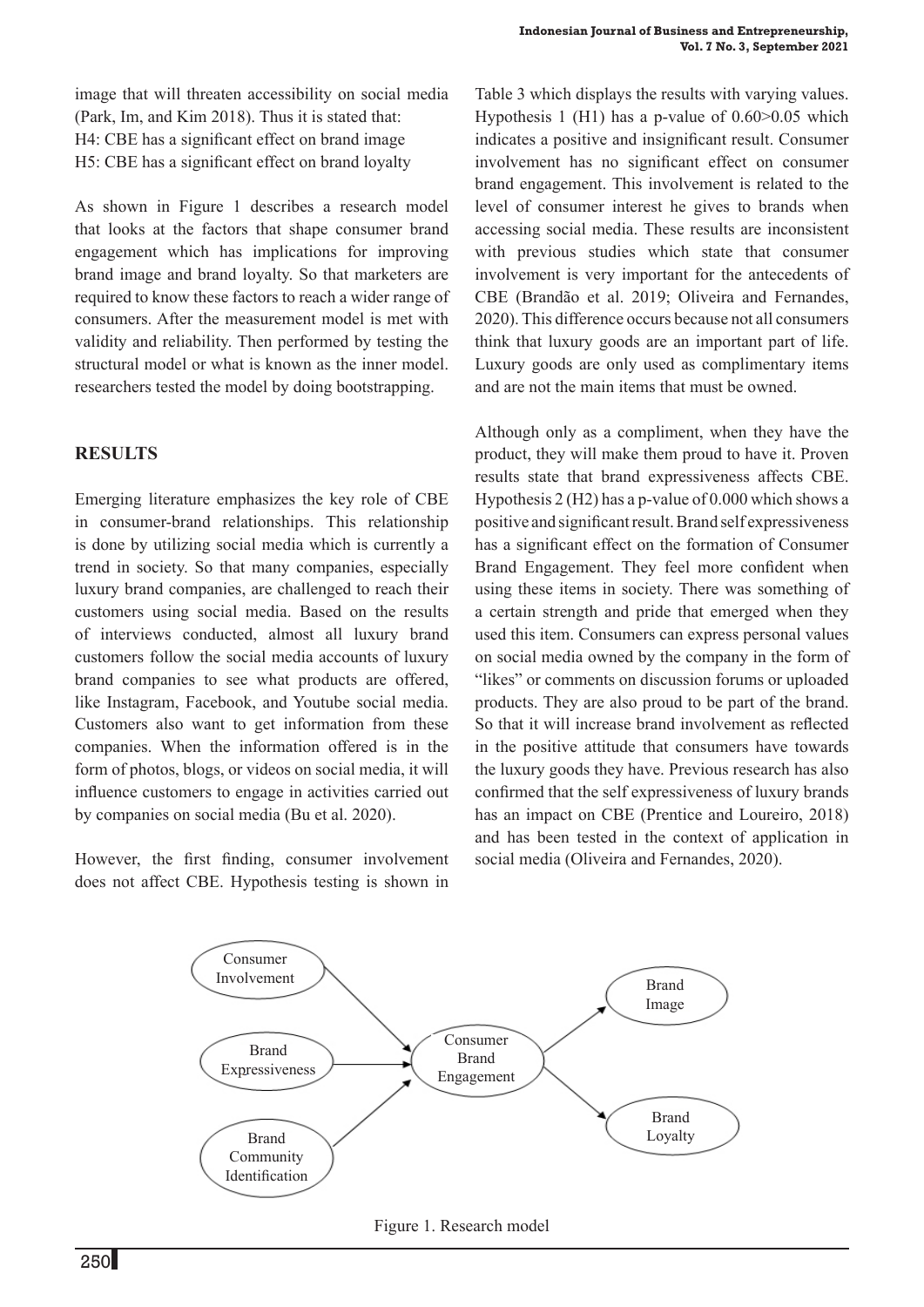image that will threaten accessibility on social media (Park, Im, and Kim 2018). Thus it is stated that:
H4: CBE has a significant effect on brand image
H5: CBE has a significant effect on brand loyalty

As shown in Figure 1 describes a research model that looks at the factors that shape consumer brand engagement which has implications for improving brand image and brand loyalty. So that marketers are required to know these factors to reach a wider range of consumers. After the measurement model is met with validity and reliability. Then performed by testing the structural model or what is known as the inner model. researchers tested the model by doing bootstrapping.

## RESULTS

Emerging literature emphasizes the key role of CBE in consumer-brand relationships. This relationship is done by utilizing social media which is currently a trend in society. So that many companies, especially luxury brand companies, are challenged to reach their customers using social media. Based on the results of interviews conducted, almost all luxury brand customers follow the social media accounts of luxury brand companies to see what products are offered, like Instagram, Facebook, and Youtube social media. Customers also want to get information from these companies. When the information offered is in the form of photos, blogs, or videos on social media, it will influence customers to engage in activities carried out by companies on social media (Bu et al. 2020).

However, the first finding, consumer involvement does not affect CBE. Hypothesis testing is shown in Table 3 which displays the results with varying values. Hypothesis 1 (H1) has a p-value of $0.60>0.05$ which indicates a positive and insignificant result. Consumer involvement has no significant effect on consumer brand engagement. This involvement is related to the level of consumer interest he gives to brands when accessing social media. These results are inconsistent with previous studies which state that consumer involvement is very important for the antecedents of CBE (Brandão et al. 2019; Oliveira and Fernandes, 2020). This difference occurs because not all consumers think that luxury goods are an important part of life. Luxury goods are only used as complimentary items and are not the main items that must be owned.

Although only as a compliment, when they have the product, they will make them proud to have it. Proven results state that brand expressiveness affects CBE. Hypothesis 2 (H2) has a p-value of 0.000 which shows a positive and significant result. Brand self expressiveness has a significant effect on the formation of Consumer Brand Engagement. They feel more confident when using these items in society. There was something of a certain strength and pride that emerged when they used this item. Consumers can express personal values on social media owned by the company in the form of "likes" or comments on discussion forums or uploaded products. They are also proud to be part of the brand. So that it will increase brand involvement as reflected in the positive attitude that consumers have towards the luxury goods they have. Previous research has also confirmed that the self expressiveness of luxury brands has an impact on CBE (Prentice and Loureiro, 2018) and has been tested in the context of application in social media (Oliveira and Fernandes, 2020).

Figure 1. Research model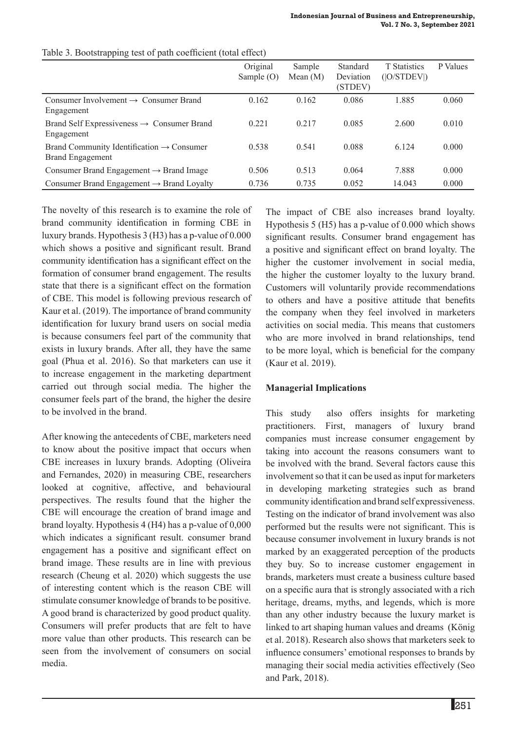Table 3. Bootstrapping test of path coefficient (total effect)

| | Original Sample (O) | Sample Mean (M) | Standard Deviation (STDEV) | T Statistics (\|O/STDEV\|) | P Values |
|---|---|---|---|---|---|
| Consumer Involvement → Consumer Brand Engagement | 0.162 | 0.162 | 0.086 | 1.885 | 0.060 |
| Brand Self Expressiveness → Consumer Brand Engagement | 0.221 | 0.217 | 0.085 | 2.600 | 0.010 |
| Brand Community Identification → Consumer Brand Engagement | 0.538 | 0.541 | 0.088 | 6.124 | 0.000 |
| Consumer Brand Engagement → Brand Image | 0.506 | 0.513 | 0.064 | 7.888 | 0.000 |
| Consumer Brand Engagement → Brand Loyalty | 0.736 | 0.735 | 0.052 | 14.043 | 0.000 |

The novelty of this research is to examine the role of brand community identification in forming CBE in luxury brands. Hypothesis 3 (H3) has a p-value of 0.000 which shows a positive and significant result. Brand community identification has a significant effect on the formation of consumer brand engagement. The results state that there is a significant effect on the formation of CBE. This model is following previous research of Kaur et al. (2019). The importance of brand community identification for luxury brand users on social media is because consumers feel part of the community that exists in luxury brands. After all, they have the same goal (Phua et al. 2016). So that marketers can use it to increase engagement in the marketing department carried out through social media. The higher the consumer feels part of the brand, the higher the desire to be involved in the brand.

After knowing the antecedents of CBE, marketers need to know about the positive impact that occurs when CBE increases in luxury brands. Adopting (Oliveira and Fernandes, 2020) in measuring CBE, researchers looked at cognitive, affective, and behavioural perspectives. The results found that the higher the CBE will encourage the creation of brand image and brand loyalty. Hypothesis 4 (H4) has a p-value of 0,000 which indicates a significant result. consumer brand engagement has a positive and significant effect on brand image. These results are in line with previous research (Cheung et al. 2020) which suggests the use of interesting content which is the reason CBE will stimulate consumer knowledge of brands to be positive. A good brand is characterized by good product quality. Consumers will prefer products that are felt to have more value than other products. This research can be seen from the involvement of consumers on social media.

The impact of CBE also increases brand loyalty. Hypothesis 5 (H5) has a p-value of 0.000 which shows significant results. Consumer brand engagement has a positive and significant effect on brand loyalty. The higher the customer involvement in social media, the higher the customer loyalty to the luxury brand. Customers will voluntarily provide recommendations to others and have a positive attitude that benefits the company when they feel involved in marketers activities on social media. This means that customers who are more involved in brand relationships, tend to be more loyal, which is beneficial for the company (Kaur et al. 2019).

**Managerial Implications**

This study also offers insights for marketing practitioners. First, managers of luxury brand companies must increase consumer engagement by taking into account the reasons consumers want to be involved with the brand. Several factors cause this involvement so that it can be used as input for marketers in developing marketing strategies such as brand community identification and brand self expressiveness. Testing on the indicator of brand involvement was also performed but the results were not significant. This is because consumer involvement in luxury brands is not marked by an exaggerated perception of the products they buy. So to increase customer engagement in brands, marketers must create a business culture based on a specific aura that is strongly associated with a rich heritage, dreams, myths, and legends, which is more than any other industry because the luxury market is linked to art shaping human values and dreams (König et al. 2018). Research also shows that marketers seek to influence consumers' emotional responses to brands by managing their social media activities effectively (Seo and Park, 2018).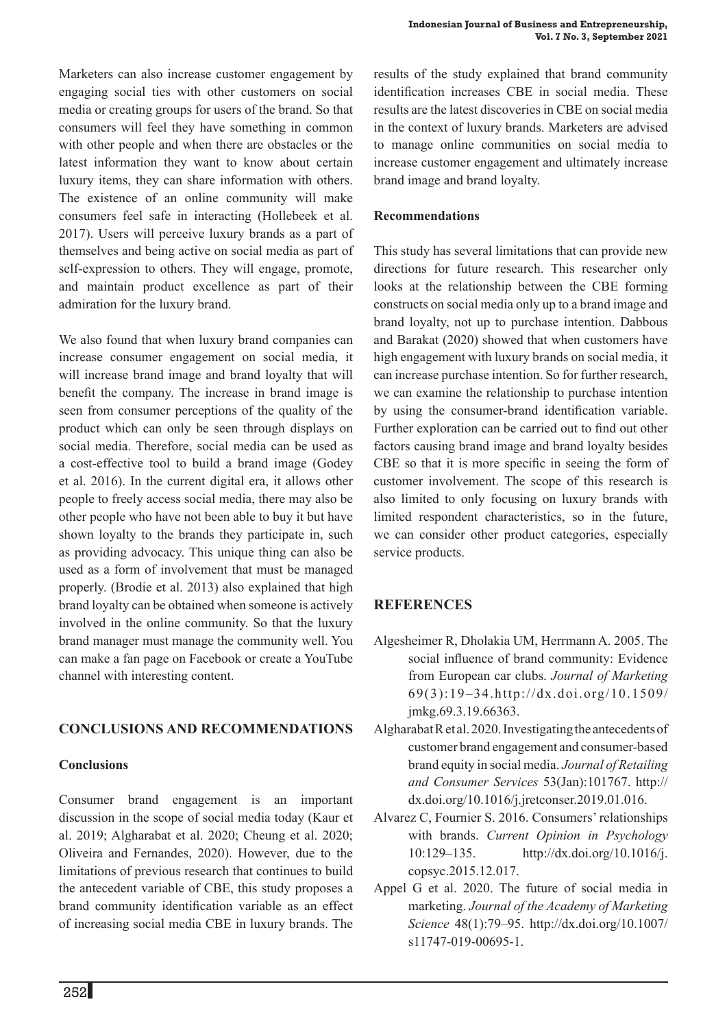Marketers can also increase customer engagement by engaging social ties with other customers on social media or creating groups for users of the brand. So that consumers will feel they have something in common with other people and when there are obstacles or the latest information they want to know about certain luxury items, they can share information with others. The existence of an online community will make consumers feel safe in interacting (Hollebeek et al. 2017). Users will perceive luxury brands as a part of themselves and being active on social media as part of self-expression to others. They will engage, promote, and maintain product excellence as part of their admiration for the luxury brand.

We also found that when luxury brand companies can increase consumer engagement on social media, it will increase brand image and brand loyalty that will benefit the company. The increase in brand image is seen from consumer perceptions of the quality of the product which can only be seen through displays on social media. Therefore, social media can be used as a cost-effective tool to build a brand image (Godey et al. 2016). In the current digital era, it allows other people to freely access social media, there may also be other people who have not been able to buy it but have shown loyalty to the brands they participate in, such as providing advocacy. This unique thing can also be used as a form of involvement that must be managed properly. (Brodie et al. 2013) also explained that high brand loyalty can be obtained when someone is actively involved in the online community. So that the luxury brand manager must manage the community well. You can make a fan page on Facebook or create a YouTube channel with interesting content.

## CONCLUSIONS AND RECOMMENDATIONS

### Conclusions

Consumer brand engagement is an important discussion in the scope of social media today (Kaur et al. 2019; Algharabat et al. 2020; Cheung et al. 2020; Oliveira and Fernandes, 2020). However, due to the limitations of previous research that continues to build the antecedent variable of CBE, this study proposes a brand community identification variable as an effect of increasing social media CBE in luxury brands. The results of the study explained that brand community identification increases CBE in social media. These results are the latest discoveries in CBE on social media in the context of luxury brands. Marketers are advised to manage online communities on social media to increase customer engagement and ultimately increase brand image and brand loyalty.

### Recommendations

This study has several limitations that can provide new directions for future research. This researcher only looks at the relationship between the CBE forming constructs on social media only up to a brand image and brand loyalty, not up to purchase intention. Dabbous and Barakat (2020) showed that when customers have high engagement with luxury brands on social media, it can increase purchase intention. So for further research, we can examine the relationship to purchase intention by using the consumer-brand identification variable. Further exploration can be carried out to find out other factors causing brand image and brand loyalty besides CBE so that it is more specific in seeing the form of customer involvement. The scope of this research is also limited to only focusing on luxury brands with limited respondent characteristics, so in the future, we can consider other product categories, especially service products.

## REFERENCES

Algesheimer R, Dholakia UM, Herrmann A. 2005. The social influence of brand community: Evidence from European car clubs. *Journal of Marketing* 69(3):19–34. http://dx.doi.org/10.1509/jmkg.69.3.19.66363.

Algharabat R et al. 2020. Investigating the antecedents of customer brand engagement and consumer-based brand equity in social media. *Journal of Retailing and Consumer Services* 53(Jan):101767. http://dx.doi.org/10.1016/j.jretconser.2019.01.016.

Alvarez C, Fournier S. 2016. Consumers' relationships with brands. *Current Opinion in Psychology* 10:129–135. http://dx.doi.org/10.1016/j.copsyc.2015.12.017.

Appel G et al. 2020. The future of social media in marketing. *Journal of the Academy of Marketing Science* 48(1):79–95. http://dx.doi.org/10.1007/s11747-019-00695-1.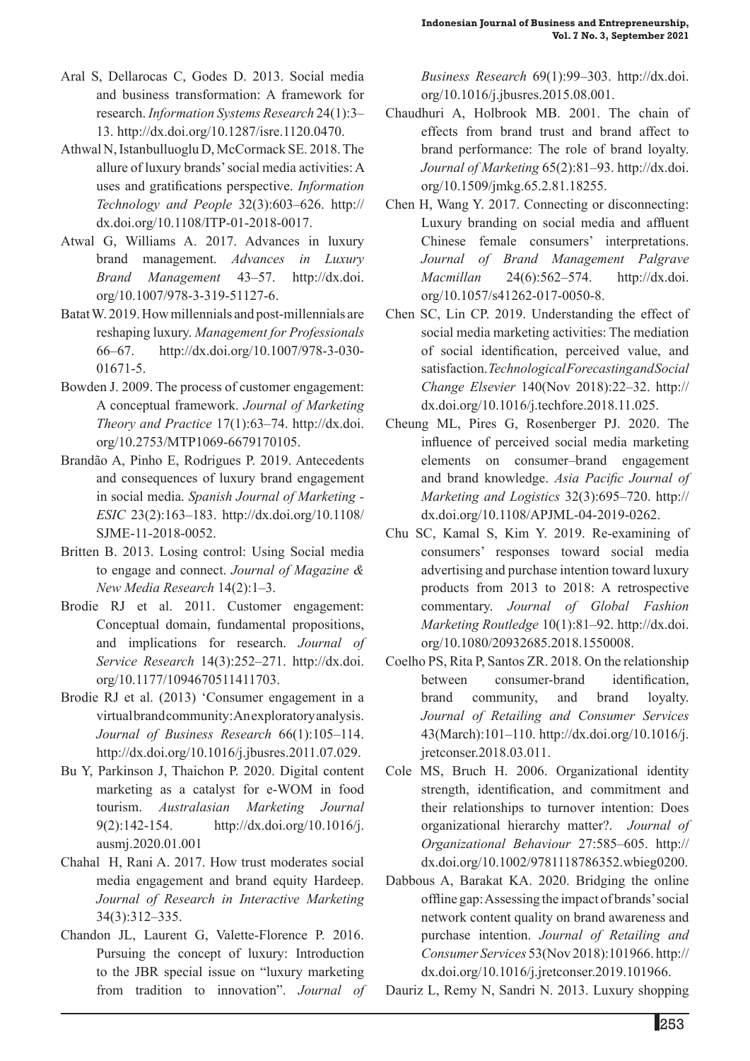Aral S, Dellarocas C, Godes D. 2013. Social media and business transformation: A framework for research. *Information Systems Research* 24(1):3–13. http://dx.doi.org/10.1287/isre.1120.0470.

Athwal N, Istanbulluoglu D, McCormack SE. 2018. The allure of luxury brands' social media activities: A uses and gratifications perspective. *Information Technology and People* 32(3):603–626. http://dx.doi.org/10.1108/ITP-01-2018-0017.

Atwal G, Williams A. 2017. Advances in luxury brand management. *Advances in Luxury Brand Management* 43–57. http://dx.doi.org/10.1007/978-3-319-51127-6.

Batat W. 2019. How millennials and post-millennials are reshaping luxury. *Management for Professionals* 66–67. http://dx.doi.org/10.1007/978-3-030-01671-5.

Bowden J. 2009. The process of customer engagement: A conceptual framework. *Journal of Marketing Theory and Practice* 17(1):63–74. http://dx.doi.org/10.2753/MTP1069-6679170105.

Brandão A, Pinho E, Rodrigues P. 2019. Antecedents and consequences of luxury brand engagement in social media. *Spanish Journal of Marketing - ESIC* 23(2):163–183. http://dx.doi.org/10.1108/SJME-11-2018-0052.

Britten B. 2013. Losing control: Using Social media to engage and connect. *Journal of Magazine & New Media Research* 14(2):1–3.

Brodie RJ et al. 2011. Customer engagement: Conceptual domain, fundamental propositions, and implications for research. *Journal of Service Research* 14(3):252–271. http://dx.doi.org/10.1177/1094670511411703.

Brodie RJ et al. (2013) 'Consumer engagement in a virtual brand community: An exploratory analysis. *Journal of Business Research* 66(1):105–114. http://dx.doi.org/10.1016/j.jbusres.2011.07.029.

Bu Y, Parkinson J, Thaichon P. 2020. Digital content marketing as a catalyst for e-WOM in food tourism. *Australasian Marketing Journal* 9(2):142-154. http://dx.doi.org/10.1016/j.ausmj.2020.01.001

Chahal H, Rani A. 2017. How trust moderates social media engagement and brand equity Hardeep. *Journal of Research in Interactive Marketing* 34(3):312–335.

Chandon JL, Laurent G, Valette-Florence P. 2016. Pursuing the concept of luxury: Introduction to the JBR special issue on "luxury marketing from tradition to innovation". *Journal of Business Research* 69(1):99–303. http://dx.doi.org/10.1016/j.jbusres.2015.08.001.

Chaudhuri A, Holbrook MB. 2001. The chain of effects from brand trust and brand affect to brand performance: The role of brand loyalty. *Journal of Marketing* 65(2):81–93. http://dx.doi.org/10.1509/jmkg.65.2.81.18255.

Chen H, Wang Y. 2017. Connecting or disconnecting: Luxury branding on social media and affluent Chinese female consumers' interpretations. *Journal of Brand Management Palgrave Macmillan* 24(6):562–574. http://dx.doi.org/10.1057/s41262-017-0050-8.

Chen SC, Lin CP. 2019. Understanding the effect of social media marketing activities: The mediation of social identification, perceived value, and satisfaction. *Technological Forecasting and Social Change Elsevier* 140(Nov 2018):22–32. http://dx.doi.org/10.1016/j.techfore.2018.11.025.

Cheung ML, Pires G, Rosenberger PJ. 2020. The influence of perceived social media marketing elements on consumer–brand engagement and brand knowledge. *Asia Pacific Journal of Marketing and Logistics* 32(3):695–720. http://dx.doi.org/10.1108/APJML-04-2019-0262.

Chu SC, Kamal S, Kim Y. 2019. Re-examining of consumers' responses toward social media advertising and purchase intention toward luxury products from 2013 to 2018: A retrospective commentary. *Journal of Global Fashion Marketing Routledge* 10(1):81–92. http://dx.doi.org/10.1080/20932685.2018.1550008.

Coelho PS, Rita P, Santos ZR. 2018. On the relationship between consumer-brand identification, brand community, and brand loyalty. *Journal of Retailing and Consumer Services* 43(March):101–110. http://dx.doi.org/10.1016/j.jretconser.2018.03.011.

Cole MS, Bruch H. 2006. Organizational identity strength, identification, and commitment and their relationships to turnover intention: Does organizational hierarchy matter?. *Journal of Organizational Behaviour* 27:585–605. http://dx.doi.org/10.1002/9781118786352.wbieg0200.

Dabbous A, Barakat KA. 2020. Bridging the online offline gap: Assessing the impact of brands' social network content quality on brand awareness and purchase intention. *Journal of Retailing and Consumer Services* 53(Nov 2018):101966. http://dx.doi.org/10.1016/j.jretconser.2019.101966.

Dauriz L, Remy N, Sandri N. 2013. Luxury shopping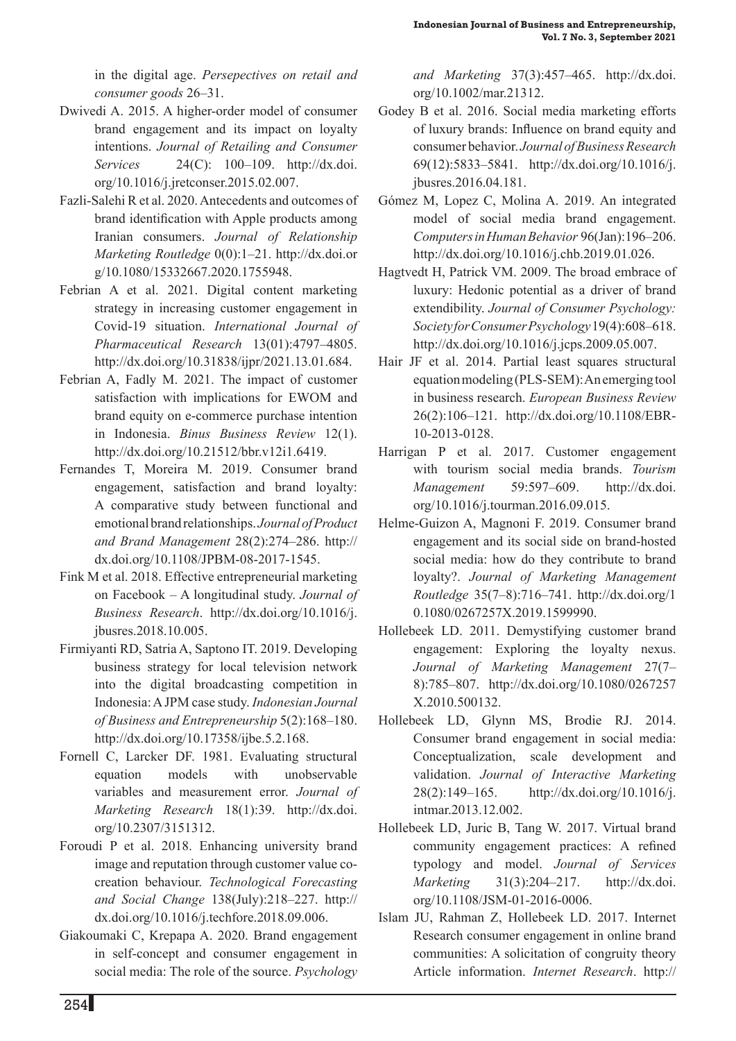in the digital age. *Persepectives on retail and consumer goods* 26–31.

Dwivedi A. 2015. A higher-order model of consumer brand engagement and its impact on loyalty intentions. *Journal of Retailing and Consumer Services* 24(C): 100–109. http://dx.doi.org/10.1016/j.jretconser.2015.02.007.

Fazli-Salehi R et al. 2020. Antecedents and outcomes of brand identification with Apple products among Iranian consumers. *Journal of Relationship Marketing Routledge* 0(0):1–21. http://dx.doi.org/10.1080/15332667.2020.1755948.

Febrian A et al. 2021. Digital content marketing strategy in increasing customer engagement in Covid-19 situation. *International Journal of Pharmaceutical Research* 13(01):4797–4805. http://dx.doi.org/10.31838/ijpr/2021.13.01.684.

Febrian A, Fadly M. 2021. The impact of customer satisfaction with implications for EWOM and brand equity on e-commerce purchase intention in Indonesia. *Binus Business Review* 12(1). http://dx.doi.org/10.21512/bbr.v12i1.6419.

Fernandes T, Moreira M. 2019. Consumer brand engagement, satisfaction and brand loyalty: A comparative study between functional and emotional brand relationships. *Journal of Product and Brand Management* 28(2):274–286. http://dx.doi.org/10.1108/JPBM-08-2017-1545.

Fink M et al. 2018. Effective entrepreneurial marketing on Facebook – A longitudinal study. *Journal of Business Research*. http://dx.doi.org/10.1016/j.jbusres.2018.10.005.

Firmiyanti RD, Satria A, Saptono IT. 2019. Developing business strategy for local television network into the digital broadcasting competition in Indonesia: A JPM case study. *Indonesian Journal of Business and Entrepreneurship* 5(2):168–180. http://dx.doi.org/10.17358/ijbe.5.2.168.

Fornell C, Larcker DF. 1981. Evaluating structural equation models with unobservable variables and measurement error. *Journal of Marketing Research* 18(1):39. http://dx.doi.org/10.2307/3151312.

Foroudi P et al. 2018. Enhancing university brand image and reputation through customer value co-creation behaviour. *Technological Forecasting and Social Change* 138(July):218–227. http://dx.doi.org/10.1016/j.techfore.2018.09.006.

Giakoumaki C, Krepapa A. 2020. Brand engagement in self-concept and consumer engagement in social media: The role of the source. *Psychology and Marketing* 37(3):457–465. http://dx.doi.org/10.1002/mar.21312.

Godey B et al. 2016. Social media marketing efforts of luxury brands: Influence on brand equity and consumer behavior. *Journal of Business Research* 69(12):5833–5841. http://dx.doi.org/10.1016/j.jbusres.2016.04.181.

Gómez M, Lopez C, Molina A. 2019. An integrated model of social media brand engagement. *Computers in Human Behavior* 96(Jan):196–206. http://dx.doi.org/10.1016/j.chb.2019.01.026.

Hagtvedt H, Patrick VM. 2009. The broad embrace of luxury: Hedonic potential as a driver of brand extendibility. *Journal of Consumer Psychology: Society for Consumer Psychology* 19(4):608–618. http://dx.doi.org/10.1016/j.jcps.2009.05.007.

Hair JF et al. 2014. Partial least squares structural equation modeling (PLS-SEM): An emerging tool in business research. *European Business Review* 26(2):106–121. http://dx.doi.org/10.1108/EBR-10-2013-0128.

Harrigan P et al. 2017. Customer engagement with tourism social media brands. *Tourism Management* 59:597–609. http://dx.doi.org/10.1016/j.tourman.2016.09.015.

Helme-Guizon A, Magnoni F. 2019. Consumer brand engagement and its social side on brand-hosted social media: how do they contribute to brand loyalty?. *Journal of Marketing Management Routledge* 35(7–8):716–741. http://dx.doi.org/10.1080/0267257X.2019.1599990.

Hollebeek LD. 2011. Demystifying customer brand engagement: Exploring the loyalty nexus. *Journal of Marketing Management* 27(7–8):785–807. http://dx.doi.org/10.1080/0267257X.2010.500132.

Hollebeek LD, Glynn MS, Brodie RJ. 2014. Consumer brand engagement in social media: Conceptualization, scale development and validation. *Journal of Interactive Marketing* 28(2):149–165. http://dx.doi.org/10.1016/j.intmar.2013.12.002.

Hollebeek LD, Juric B, Tang W. 2017. Virtual brand community engagement practices: A refined typology and model. *Journal of Services Marketing* 31(3):204–217. http://dx.doi.org/10.1108/JSM-01-2016-0006.

Islam JU, Rahman Z, Hollebeek LD. 2017. Internet Research consumer engagement in online brand communities: A solicitation of congruity theory Article information. *Internet Research*. http://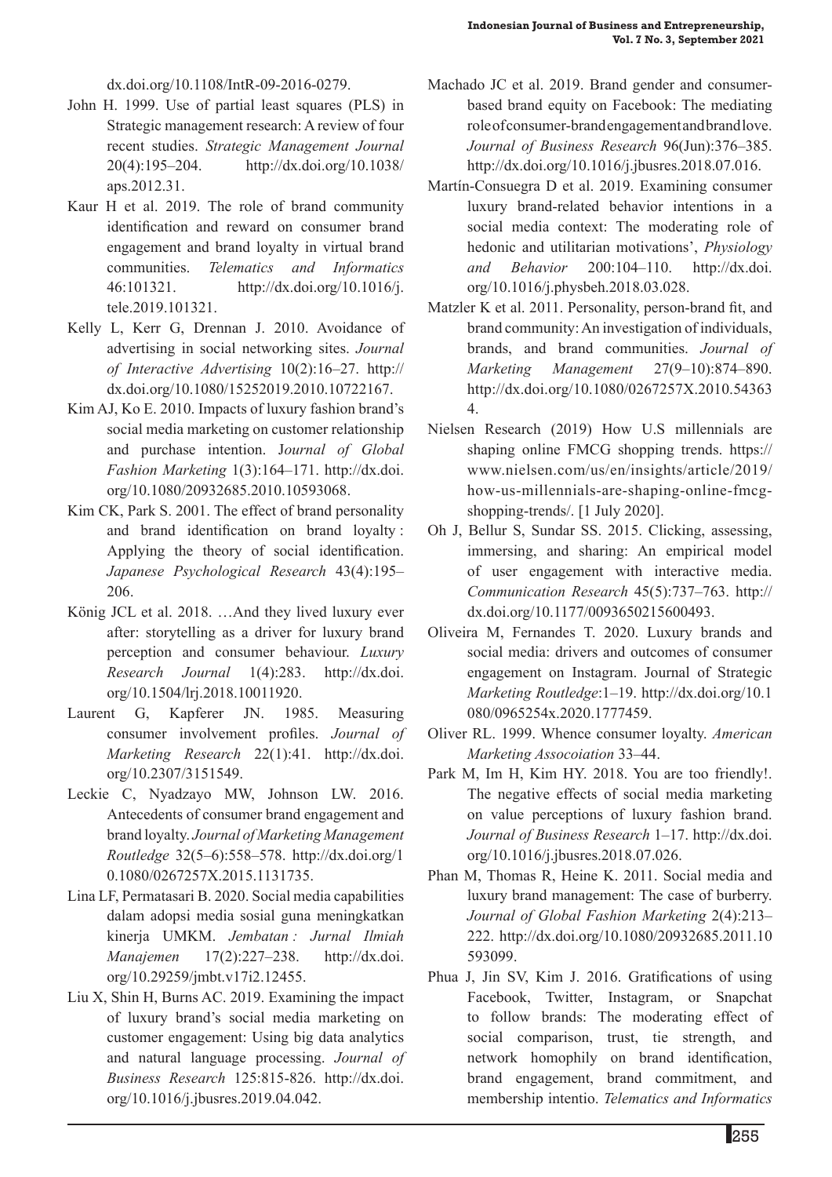dx.doi.org/10.1108/IntR-09-2016-0279.

John H. 1999. Use of partial least squares (PLS) in Strategic management research: A review of four recent studies. *Strategic Management Journal* 20(4):195–204. http://dx.doi.org/10.1038/aps.2012.31.

Kaur H et al. 2019. The role of brand community identification and reward on consumer brand engagement and brand loyalty in virtual brand communities. *Telematics and Informatics* 46:101321. http://dx.doi.org/10.1016/j.tele.2019.101321.

Kelly L, Kerr G, Drennan J. 2010. Avoidance of advertising in social networking sites. *Journal of Interactive Advertising* 10(2):16–27. http://dx.doi.org/10.1080/15252019.2010.10722167.

Kim AJ, Ko E. 2010. Impacts of luxury fashion brand's social media marketing on customer relationship and purchase intention. J*ournal of Global Fashion Marketing* 1(3):164–171. http://dx.doi.org/10.1080/20932685.2010.10593068.

Kim CK, Park S. 2001. The effect of brand personality and brand identification on brand loyalty : Applying the theory of social identification. *Japanese Psychological Research* 43(4):195–206.

König JCL et al. 2018. …And they lived luxury ever after: storytelling as a driver for luxury brand perception and consumer behaviour. *Luxury Research Journal* 1(4):283. http://dx.doi.org/10.1504/lrj.2018.10011920.

Laurent G, Kapferer JN. 1985. Measuring consumer involvement profiles. *Journal of Marketing Research* 22(1):41. http://dx.doi.org/10.2307/3151549.

Leckie C, Nyadzayo MW, Johnson LW. 2016. Antecedents of consumer brand engagement and brand loyalty. *Journal of Marketing Management Routledge* 32(5–6):558–578. http://dx.doi.org/10.1080/0267257X.2015.1131735.

Lina LF, Permatasari B. 2020. Social media capabilities dalam adopsi media sosial guna meningkatkan kinerja UMKM. *Jembatan : Jurnal Ilmiah Manajemen* 17(2):227–238. http://dx.doi.org/10.29259/jmbt.v17i2.12455.

Liu X, Shin H, Burns AC. 2019. Examining the impact of luxury brand's social media marketing on customer engagement: Using big data analytics and natural language processing. *Journal of Business Research* 125:815-826. http://dx.doi.org/10.1016/j.jbusres.2019.04.042.

Machado JC et al. 2019. Brand gender and consumer-based brand equity on Facebook: The mediating role of consumer-brand engagement and brand love. *Journal of Business Research* 96(Jun):376–385. http://dx.doi.org/10.1016/j.jbusres.2018.07.016.

Martín-Consuegra D et al. 2019. Examining consumer luxury brand-related behavior intentions in a social media context: The moderating role of hedonic and utilitarian motivations', *Physiology and Behavior* 200:104–110. http://dx.doi.org/10.1016/j.physbeh.2018.03.028.

Matzler K et al. 2011. Personality, person-brand fit, and brand community: An investigation of individuals, brands, and brand communities. *Journal of Marketing Management* 27(9–10):874–890. http://dx.doi.org/10.1080/0267257X.2010.543634.

Nielsen Research (2019) How U.S millennials are shaping online FMCG shopping trends. https://www.nielsen.com/us/en/insights/article/2019/how-us-millennials-are-shaping-online-fmcg-shopping-trends/. [1 July 2020].

Oh J, Bellur S, Sundar SS. 2015. Clicking, assessing, immersing, and sharing: An empirical model of user engagement with interactive media. *Communication Research* 45(5):737–763. http://dx.doi.org/10.1177/0093650215600493.

Oliveira M, Fernandes T. 2020. Luxury brands and social media: drivers and outcomes of consumer engagement on Instagram. Journal of Strategic *Marketing Routledge*:1–19. http://dx.doi.org/10.1080/0965254x.2020.1777459.

Oliver RL. 1999. Whence consumer loyalty. *American Marketing Assocoiation* 33–44.

Park M, Im H, Kim HY. 2018. You are too friendly!. The negative effects of social media marketing on value perceptions of luxury fashion brand. *Journal of Business Research* 1–17. http://dx.doi.org/10.1016/j.jbusres.2018.07.026.

Phan M, Thomas R, Heine K. 2011. Social media and luxury brand management: The case of burberry. *Journal of Global Fashion Marketing* 2(4):213–222. http://dx.doi.org/10.1080/20932685.2011.10593099.

Phua J, Jin SV, Kim J. 2016. Gratifications of using Facebook, Twitter, Instagram, or Snapchat to follow brands: The moderating effect of social comparison, trust, tie strength, and network homophily on brand identification, brand engagement, brand commitment, and membership intentio. *Telematics and Informatics*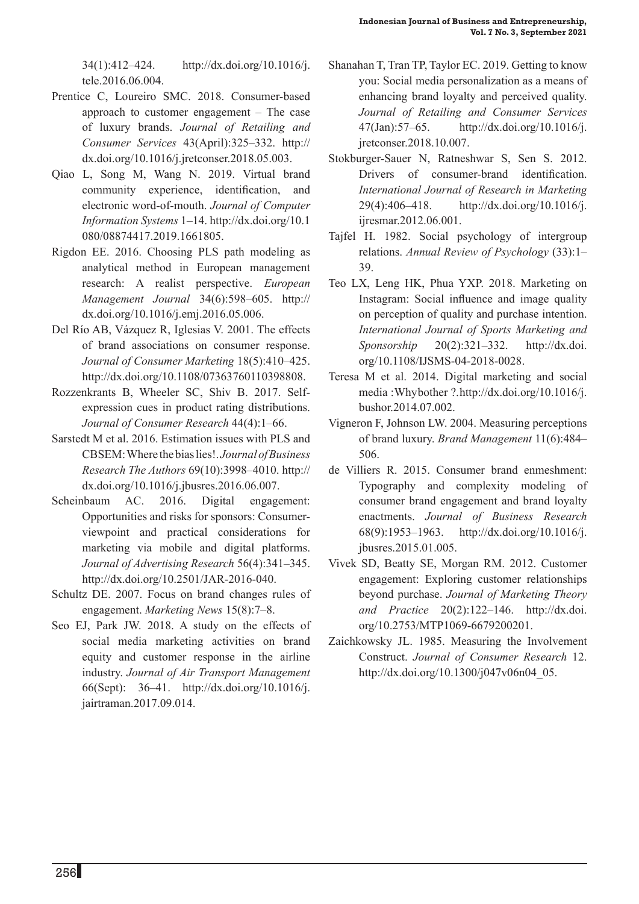34(1):412–424. http://dx.doi.org/10.1016/j.tele.2016.06.004.

Prentice C, Loureiro SMC. 2018. Consumer-based approach to customer engagement – The case of luxury brands. *Journal of Retailing and Consumer Services* 43(April):325–332. http://dx.doi.org/10.1016/j.jretconser.2018.05.003.

Qiao L, Song M, Wang N. 2019. Virtual brand community experience, identification, and electronic word-of-mouth. *Journal of Computer Information Systems* 1–14. http://dx.doi.org/10.1080/08874417.2019.1661805.

Rigdon EE. 2016. Choosing PLS path modeling as analytical method in European management research: A realist perspective. *European Management Journal* 34(6):598–605. http://dx.doi.org/10.1016/j.emj.2016.05.006.

Del Río AB, Vázquez R, Iglesias V. 2001. The effects of brand associations on consumer response. *Journal of Consumer Marketing* 18(5):410–425. http://dx.doi.org/10.1108/07363760110398808.

Rozzenkrants B, Wheeler SC, Shiv B. 2017. Self-expression cues in product rating distributions. *Journal of Consumer Research* 44(4):1–66.

Sarstedt M et al. 2016. Estimation issues with PLS and CBSEM: Where the bias lies!. *Journal of Business Research The Authors* 69(10):3998–4010. http://dx.doi.org/10.1016/j.jbusres.2016.06.007.

Scheinbaum AC. 2016. Digital engagement: Opportunities and risks for sponsors: Consumer-viewpoint and practical considerations for marketing via mobile and digital platforms. *Journal of Advertising Research* 56(4):341–345. http://dx.doi.org/10.2501/JAR-2016-040.

Schultz DE. 2007. Focus on brand changes rules of engagement. *Marketing News* 15(8):7–8.

Seo EJ, Park JW. 2018. A study on the effects of social media marketing activities on brand equity and customer response in the airline industry. *Journal of Air Transport Management* 66(Sept): 36–41. http://dx.doi.org/10.1016/j.jairtraman.2017.09.014.

Shanahan T, Tran TP, Taylor EC. 2019. Getting to know you: Social media personalization as a means of enhancing brand loyalty and perceived quality. *Journal of Retailing and Consumer Services* 47(Jan):57–65. http://dx.doi.org/10.1016/j.jretconser.2018.10.007.

Stokburger-Sauer N, Ratneshwar S, Sen S. 2012. Drivers of consumer-brand identification. *International Journal of Research in Marketing* 29(4):406–418. http://dx.doi.org/10.1016/j.ijresmar.2012.06.001.

Tajfel H. 1982. Social psychology of intergroup relations. *Annual Review of Psychology* (33):1–39.

Teo LX, Leng HK, Phua YXP. 2018. Marketing on Instagram: Social influence and image quality on perception of quality and purchase intention. *International Journal of Sports Marketing and Sponsorship* 20(2):321–332. http://dx.doi.org/10.1108/IJSMS-04-2018-0028.

Teresa M et al. 2014. Digital marketing and social media :Whybother ?.http://dx.doi.org/10.1016/j.bushor.2014.07.002.

Vigneron F, Johnson LW. 2004. Measuring perceptions of brand luxury. *Brand Management* 11(6):484–506.

de Villiers R. 2015. Consumer brand enmeshment: Typography and complexity modeling of consumer brand engagement and brand loyalty enactments. *Journal of Business Research* 68(9):1953–1963. http://dx.doi.org/10.1016/j.jbusres.2015.01.005.

Vivek SD, Beatty SE, Morgan RM. 2012. Customer engagement: Exploring customer relationships beyond purchase. *Journal of Marketing Theory and Practice* 20(2):122–146. http://dx.doi.org/10.2753/MTP1069-6679200201.

Zaichkowsky JL. 1985. Measuring the Involvement Construct. *Journal of Consumer Research* 12. http://dx.doi.org/10.1300/j047v06n04_05.